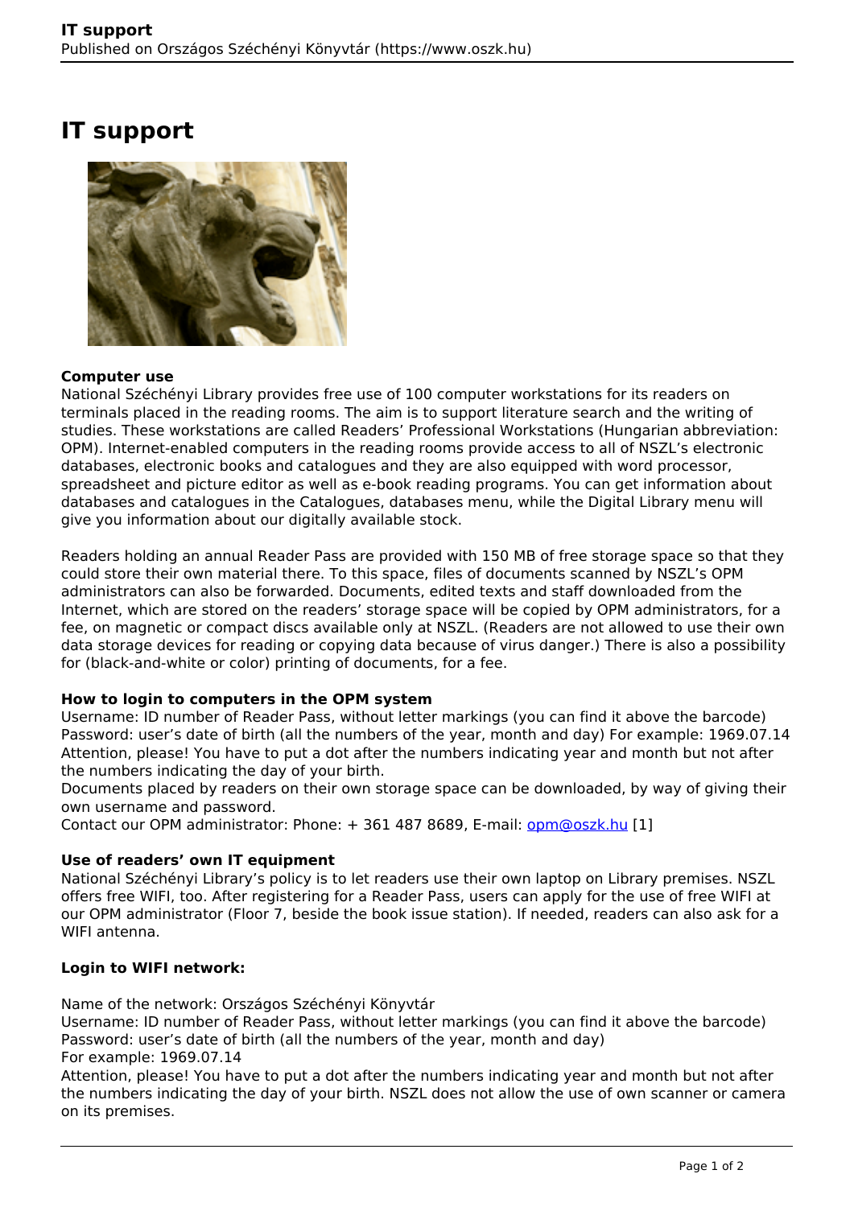# IT support

**Computer use**

National Széchényi Library provides free use of 100 computer workstations for its readers on terminals placed in the reading rooms. The aim is to support literature search and the writing of studies. These workstations are called Readers' Professional Workstations (Hungarian abbreviation: OPM). Internet-enabled computers in the reading rooms provide access to all of NSZL's electronic databases, electronic books and catalogues and they are also equipped with word processor, spreadsheet and picture editor as well as e-book reading programs. You can get information about databases and catalogues in the Catalogues, databases menu, while the Digital Library menu will give you information about our digitally available stock.

Readers holding an annual Reader Pass are provided with 150 MB of free storage space so that they could store their own material there. To this space, files of documents scanned by NSZL's OPM administrators can also be forwarded. Documents, edited texts and staff downloaded from the Internet, which are stored on the readers' storage space will be copied by OPM administrators, for a fee, on magnetic or compact discs available only at NSZL. (Readers are not allowed to use their own data storage devices for reading or copying data because of virus danger.) There is also a possibility for (black-and-white or color) printing of documents, for a fee.

**How to login to computers in the OPM system**

Username: ID number of Reader Pass, without letter markings (you can find it above the barcode)
Password: user's date of birth (all the numbers of the year, month and day) For example: 1969.07.14
Attention, please! You have to put a dot after the numbers indicating year and month but not after the numbers indicating the day of your birth.
Documents placed by readers on their own storage space can be downloaded, by way of giving their own username and password.
Contact our OPM administrator: Phone: + 361 487 8689, E-mail: opm@oszk.hu [1]

**Use of readers' own IT equipment**

National Széchényi Library's policy is to let readers use their own laptop on Library premises. NSZL offers free WIFI, too. After registering for a Reader Pass, users can apply for the use of free WIFI at our OPM administrator (Floor 7, beside the book issue station). If needed, readers can also ask for a WIFI antenna.

**Login to WIFI network:**

Name of the network: Országos Széchényi Könyvtár
Username: ID number of Reader Pass, without letter markings (you can find it above the barcode)
Password: user's date of birth (all the numbers of the year, month and day)
For example: 1969.07.14
Attention, please! You have to put a dot after the numbers indicating year and month but not after the numbers indicating the day of your birth. NSZL does not allow the use of own scanner or camera on its premises.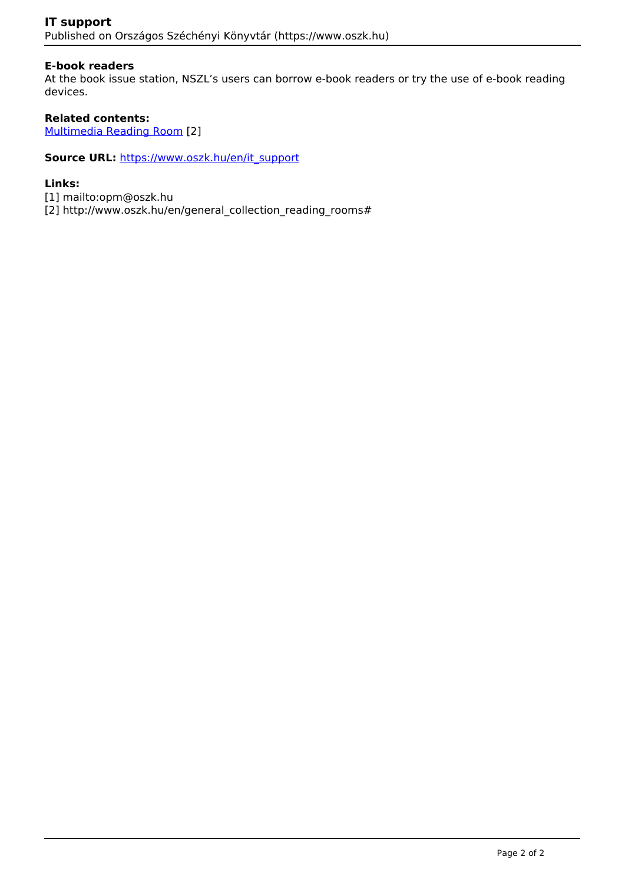### E-book readers

At the book issue station, NSZL's users can borrow e-book readers or try the use of e-book reading devices.

**Related contents:**
Multimedia Reading Room [2]

**Source URL:** https://www.oszk.hu/en/it_support

**Links:**
[1] mailto:opm@oszk.hu
[2] http://www.oszk.hu/en/general_collection_reading_rooms#